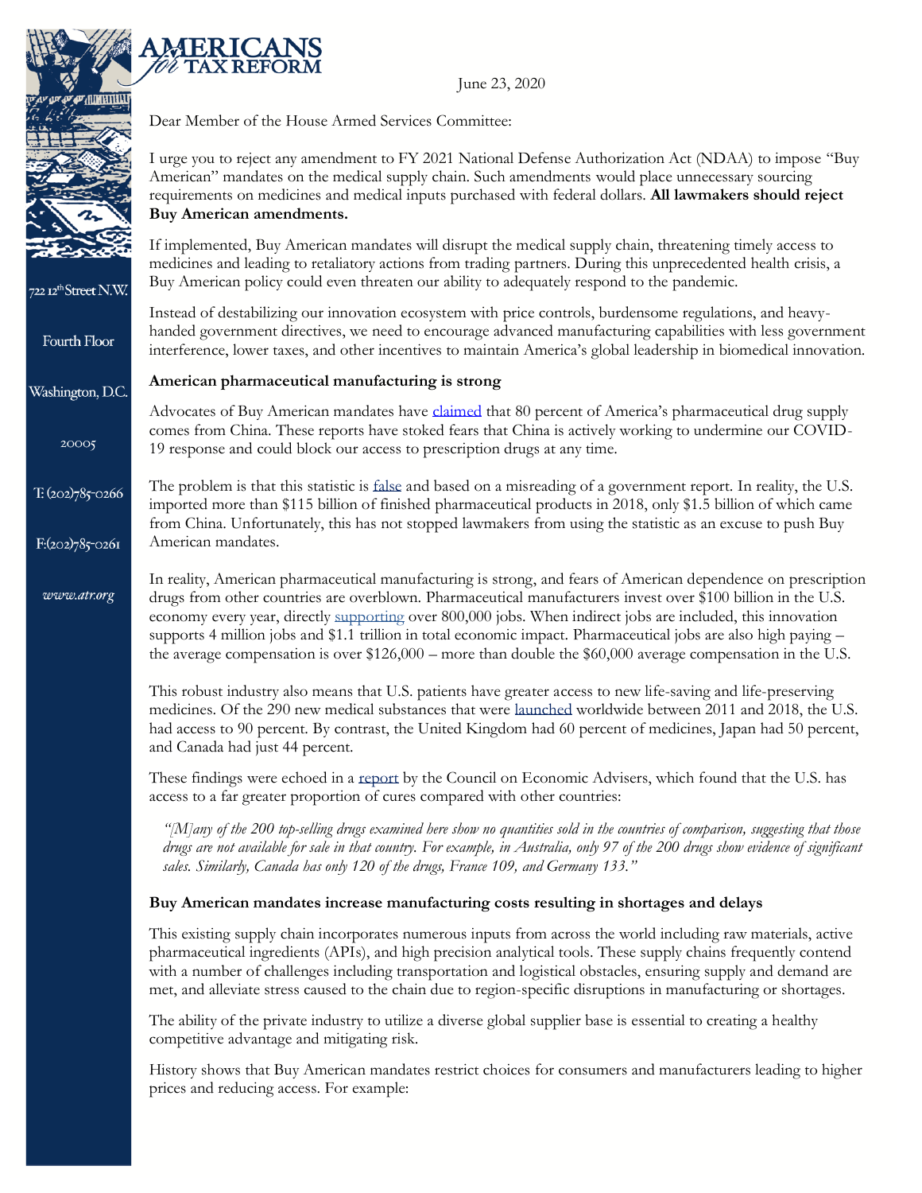June 23, 2020

Dear Member of the House Armed Services Committee:

I urge you to reject any amendment to FY 2021 National Defense Authorization Act (NDAA) to impose "Buy American" mandates on the medical supply chain. Such amendments would place unnecessary sourcing requirements on medicines and medical inputs purchased with federal dollars. **All lawmakers should reject Buy American amendments.**

If implemented, Buy American mandates will disrupt the medical supply chain, threatening timely access to medicines and leading to retaliatory actions from trading partners. During this unprecedented health crisis, a Buy American policy could even threaten our ability to adequately respond to the pandemic.

Instead of destabilizing our innovation ecosystem with price controls, burdensome regulations, and heavy-handed government directives, we need to encourage advanced manufacturing capabilities with less government interference, lower taxes, and other incentives to maintain America's global leadership in biomedical innovation.

**American pharmaceutical manufacturing is strong**

Advocates of Buy American mandates have claimed that 80 percent of America's pharmaceutical drug supply comes from China. These reports have stoked fears that China is actively working to undermine our COVID-19 response and could block our access to prescription drugs at any time.

The problem is that this statistic is false and based on a misreading of a government report. In reality, the U.S. imported more than $115 billion of finished pharmaceutical products in 2018, only $1.5 billion of which came from China. Unfortunately, this has not stopped lawmakers from using the statistic as an excuse to push Buy American mandates.

In reality, American pharmaceutical manufacturing is strong, and fears of American dependence on prescription drugs from other countries are overblown. Pharmaceutical manufacturers invest over $100 billion in the U.S. economy every year, directly supporting over 800,000 jobs. When indirect jobs are included, this innovation supports 4 million jobs and $1.1 trillion in total economic impact. Pharmaceutical jobs are also high paying – the average compensation is over $126,000 – more than double the $60,000 average compensation in the U.S.

This robust industry also means that U.S. patients have greater access to new life-saving and life-preserving medicines. Of the 290 new medical substances that were launched worldwide between 2011 and 2018, the U.S. had access to 90 percent. By contrast, the United Kingdom had 60 percent of medicines, Japan had 50 percent, and Canada had just 44 percent.

These findings were echoed in a report by the Council on Economic Advisers, which found that the U.S. has access to a far greater proportion of cures compared with other countries:

> *"[M]any of the 200 top-selling drugs examined here show no quantities sold in the countries of comparison, suggesting that those drugs are not available for sale in that country. For example, in Australia, only 97 of the 200 drugs show evidence of significant sales. Similarly, Canada has only 120 of the drugs, France 109, and Germany 133."*

**Buy American mandates increase manufacturing costs resulting in shortages and delays**

This existing supply chain incorporates numerous inputs from across the world including raw materials, active pharmaceutical ingredients (APIs), and high precision analytical tools. These supply chains frequently contend with a number of challenges including transportation and logistical obstacles, ensuring supply and demand are met, and alleviate stress caused to the chain due to region-specific disruptions in manufacturing or shortages.

The ability of the private industry to utilize a diverse global supplier base is essential to creating a healthy competitive advantage and mitigating risk.

History shows that Buy American mandates restrict choices for consumers and manufacturers leading to higher prices and reducing access. For example: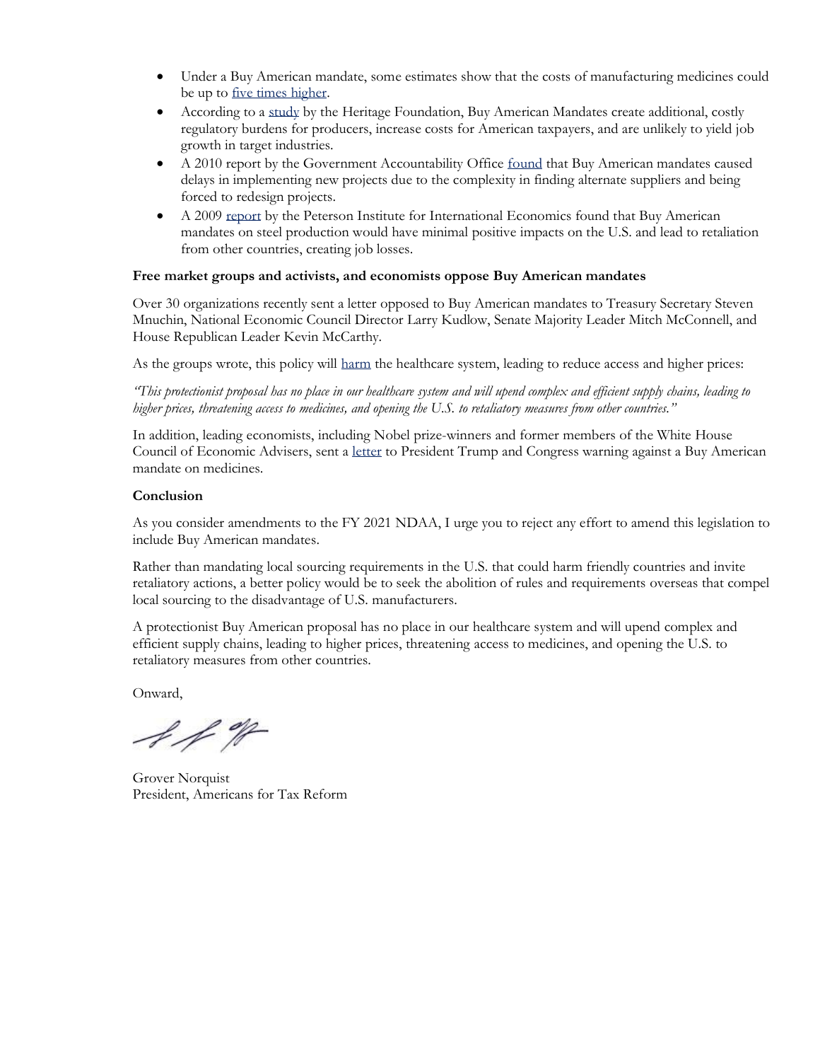- Under a Buy American mandate, some estimates show that the costs of manufacturing medicines could be up to five times higher.
- According to a study by the Heritage Foundation, Buy American Mandates create additional, costly regulatory burdens for producers, increase costs for American taxpayers, and are unlikely to yield job growth in target industries.
- A 2010 report by the Government Accountability Office found that Buy American mandates caused delays in implementing new projects due to the complexity in finding alternate suppliers and being forced to redesign projects.
- A 2009 report by the Peterson Institute for International Economics found that Buy American mandates on steel production would have minimal positive impacts on the U.S. and lead to retaliation from other countries, creating job losses.

**Free market groups and activists, and economists oppose Buy American mandates**

Over 30 organizations recently sent a letter opposed to Buy American mandates to Treasury Secretary Steven Mnuchin, National Economic Council Director Larry Kudlow, Senate Majority Leader Mitch McConnell, and House Republican Leader Kevin McCarthy.

As the groups wrote, this policy will harm the healthcare system, leading to reduce access and higher prices:

*"This protectionist proposal has no place in our healthcare system and will upend complex and efficient supply chains, leading to higher prices, threatening access to medicines, and opening the U.S. to retaliatory measures from other countries."*

In addition, leading economists, including Nobel prize-winners and former members of the White House Council of Economic Advisers, sent a letter to President Trump and Congress warning against a Buy American mandate on medicines.

**Conclusion**

As you consider amendments to the FY 2021 NDAA, I urge you to reject any effort to amend this legislation to include Buy American mandates.

Rather than mandating local sourcing requirements in the U.S. that could harm friendly countries and invite retaliatory actions, a better policy would be to seek the abolition of rules and requirements overseas that compel local sourcing to the disadvantage of U.S. manufacturers.

A protectionist Buy American proposal has no place in our healthcare system and will upend complex and efficient supply chains, leading to higher prices, threatening access to medicines, and opening the U.S. to retaliatory measures from other countries.

Onward,

Grover Norquist
President, Americans for Tax Reform